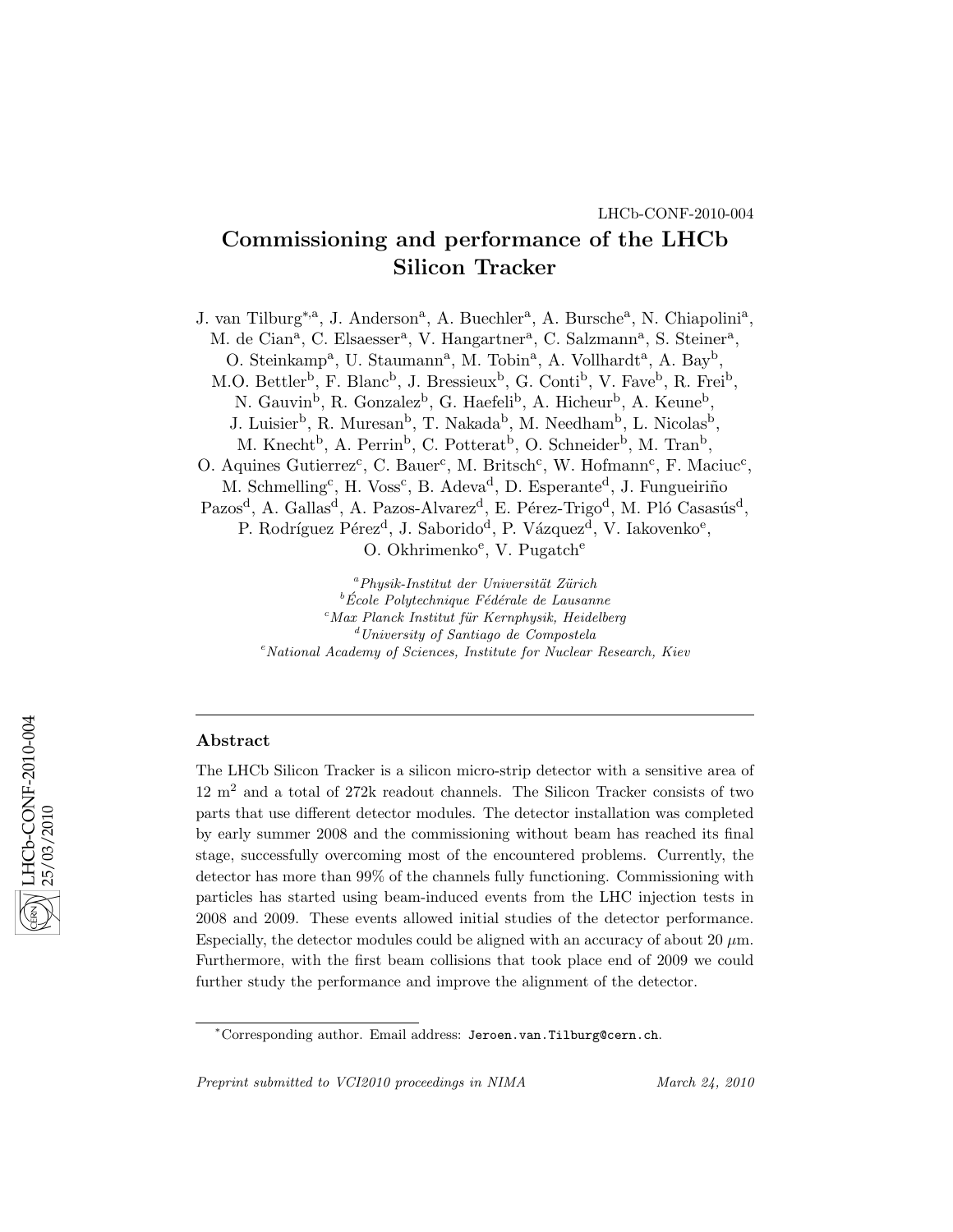LHCb-CONF-2010-004

# Commissioning and performance of the LHCb Silicon Tracker

J. van Tilburg[*,a], J. Anderson[a], A. Buechler[a], A. Bursche[a], N. Chiapolini[a], M. de Cian[a], C. Elsaesser[a], V. Hangartner[a], C. Salzmann[a], S. Steiner[a], O. Steinkamp[a], U. Staumann[a], M. Tobin[a], A. Vollhardt[a], A. Bay[b], M.O. Bettler[b], F. Blanc[b], J. Bressieux[b], G. Conti[b], V. Fave[b], R. Frei[b], N. Gauvin[b], R. Gonzalez[b], G. Haefeli[b], A. Hicheur[b], A. Keune[b], J. Luisier[b], R. Muresan[b], T. Nakada[b], M. Needham[b], L. Nicolas[b], M. Knecht[b], A. Perrin[b], C. Potterat[b], O. Schneider[b], M. Tran[b], O. Aquines Gutierrez[c], C. Bauer[c], M. Britsch[c], W. Hofmann[c], F. Maciuc[c], M. Schmelling[c], H. Voss[c], B. Adeva[d], D. Esperante[d], J. Fungueiriño Pazos[d], A. Gallas[d], A. Pazos-Alvarez[d], E. Pérez-Trigo[d], M. Pló Casasús[d], P. Rodríguez Pérez[d], J. Saborido[d], P. Vázquez[d], V. Iakovenko[e], O. Okhrimenko[e], V. Pugatch[e]

[a] *Physik-Institut der Universität Zürich*
[b] *École Polytechnique Fédérale de Lausanne*
[c] *Max Planck Institut für Kernphysik, Heidelberg*
[d] *University of Santiago de Compostela*
[e] *National Academy of Sciences, Institute for Nuclear Research, Kiev*

## Abstract

The LHCb Silicon Tracker is a silicon micro-strip detector with a sensitive area of 12 m$^2$ and a total of 272k readout channels. The Silicon Tracker consists of two parts that use different detector modules. The detector installation was completed by early summer 2008 and the commissioning without beam has reached its final stage, successfully overcoming most of the encountered problems. Currently, the detector has more than 99% of the channels fully functioning. Commissioning with particles has started using beam-induced events from the LHC injection tests in 2008 and 2009. These events allowed initial studies of the detector performance. Especially, the detector modules could be aligned with an accuracy of about 20 $\mu$m. Furthermore, with the first beam collisions that took place end of 2009 we could further study the performance and improve the alignment of the detector.

[*] Corresponding author. Email address: Jeroen.van.Tilburg@cern.ch.

*Preprint submitted to VCI2010 proceedings in NIMA* *March 24, 2010*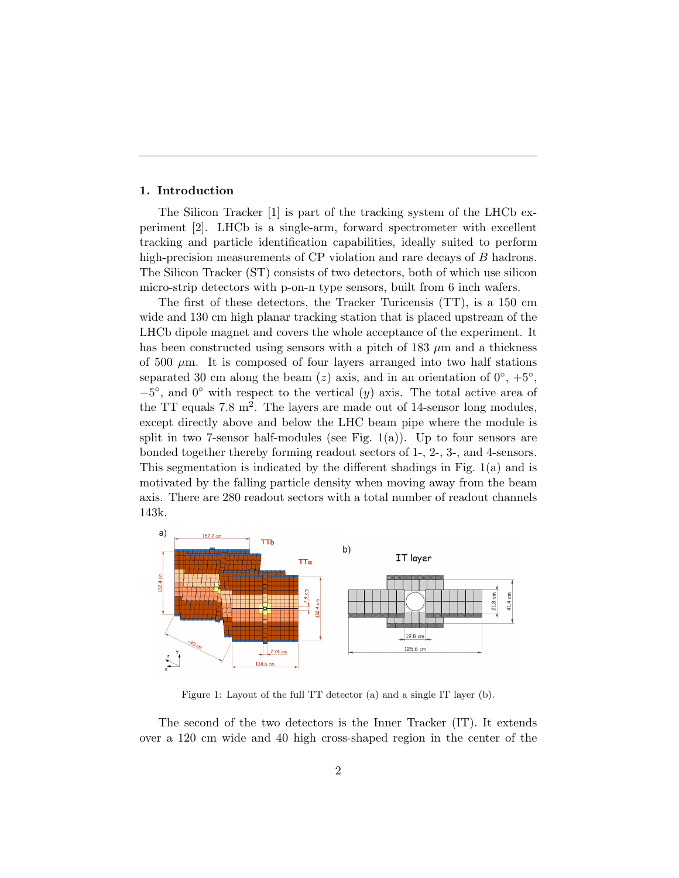## 1. Introduction

The Silicon Tracker [1] is part of the tracking system of the LHCb experiment [2]. LHCb is a single-arm, forward spectrometer with excellent tracking and particle identification capabilities, ideally suited to perform high-precision measurements of CP violation and rare decays of $B$ hadrons. The Silicon Tracker (ST) consists of two detectors, both of which use silicon micro-strip detectors with p-on-n type sensors, built from 6 inch wafers.

The first of these detectors, the Tracker Turicensis (TT), is a 150 cm wide and 130 cm high planar tracking station that is placed upstream of the LHCb dipole magnet and covers the whole acceptance of the experiment. It has been constructed using sensors with a pitch of 183 $\mu$m and a thickness of 500 $\mu$m. It is composed of four layers arranged into two half stations separated 30 cm along the beam ($z$) axis, and in an orientation of $0°$, $+5°$, $-5°$, and $0°$ with respect to the vertical ($y$) axis. The total active area of the TT equals 7.8 m$^2$. The layers are made out of 14-sensor long modules, except directly above and below the LHC beam pipe where the module is split in two 7-sensor half-modules (see Fig. 1(a)). Up to four sensors are bonded together thereby forming readout sectors of 1-, 2-, 3-, and 4-sensors. This segmentation is indicated by the different shadings in Fig. 1(a) and is motivated by the falling particle density when moving away from the beam axis. There are 280 readout sectors with a total number of readout channels 143k.

Figure 1: Layout of the full TT detector (a) and a single IT layer (b).

The second of the two detectors is the Inner Tracker (IT). It extends over a 120 cm wide and 40 high cross-shaped region in the center of the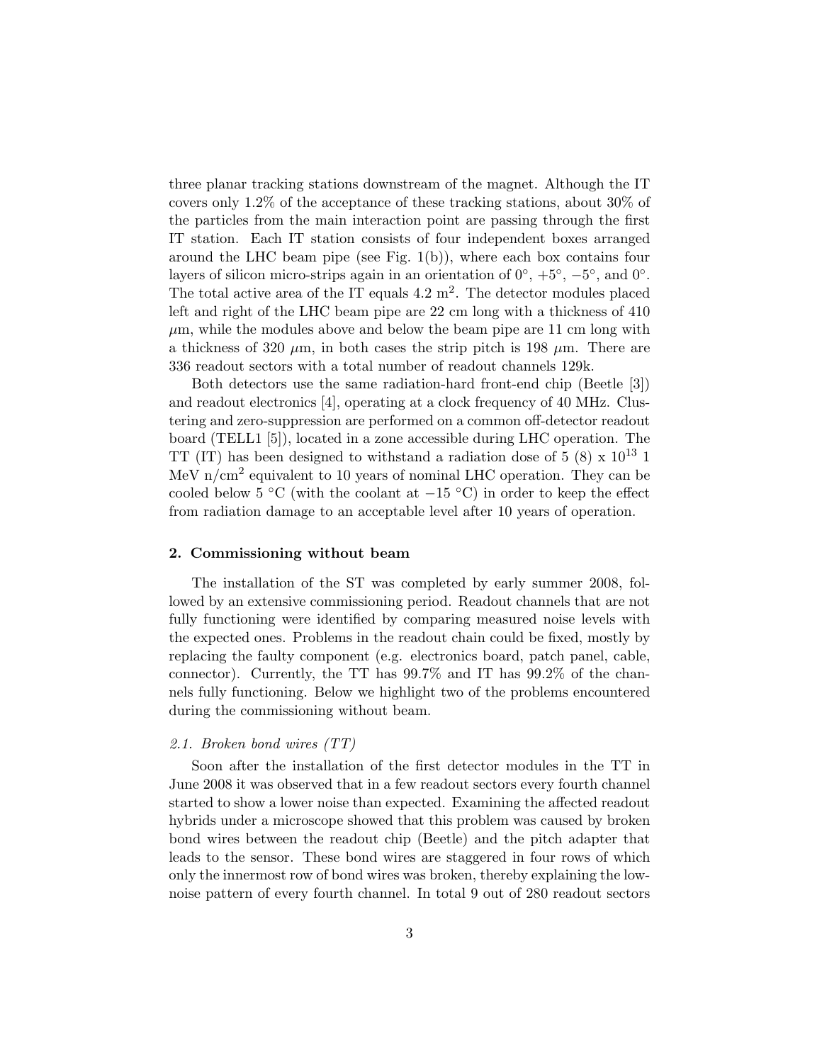three planar tracking stations downstream of the magnet. Although the IT covers only 1.2% of the acceptance of these tracking stations, about 30% of the particles from the main interaction point are passing through the first IT station. Each IT station consists of four independent boxes arranged around the LHC beam pipe (see Fig. 1(b)), where each box contains four layers of silicon micro-strips again in an orientation of $0^\circ$, $+5^\circ$, $-5^\circ$, and $0^\circ$. The total active area of the IT equals 4.2 $m^2$. The detector modules placed left and right of the LHC beam pipe are 22 cm long with a thickness of 410 $\mu$m, while the modules above and below the beam pipe are 11 cm long with a thickness of 320 $\mu$m, in both cases the strip pitch is 198 $\mu$m. There are 336 readout sectors with a total number of readout channels 129k.

Both detectors use the same radiation-hard front-end chip (Beetle [3]) and readout electronics [4], operating at a clock frequency of 40 MHz. Clustering and zero-suppression are performed on a common off-detector readout board (TELL1 [5]), located in a zone accessible during LHC operation. The TT (IT) has been designed to withstand a radiation dose of 5 (8) x $10^{13}$ 1 MeV n/cm$^2$ equivalent to 10 years of nominal LHC operation. They can be cooled below 5 °C (with the coolant at −15 °C) in order to keep the effect from radiation damage to an acceptable level after 10 years of operation.

## 2. Commissioning without beam

The installation of the ST was completed by early summer 2008, followed by an extensive commissioning period. Readout channels that are not fully functioning were identified by comparing measured noise levels with the expected ones. Problems in the readout chain could be fixed, mostly by replacing the faulty component (e.g. electronics board, patch panel, cable, connector). Currently, the TT has 99.7% and IT has 99.2% of the channels fully functioning. Below we highlight two of the problems encountered during the commissioning without beam.

### *2.1. Broken bond wires (TT)*

Soon after the installation of the first detector modules in the TT in June 2008 it was observed that in a few readout sectors every fourth channel started to show a lower noise than expected. Examining the affected readout hybrids under a microscope showed that this problem was caused by broken bond wires between the readout chip (Beetle) and the pitch adapter that leads to the sensor. These bond wires are staggered in four rows of which only the innermost row of bond wires was broken, thereby explaining the low-noise pattern of every fourth channel. In total 9 out of 280 readout sectors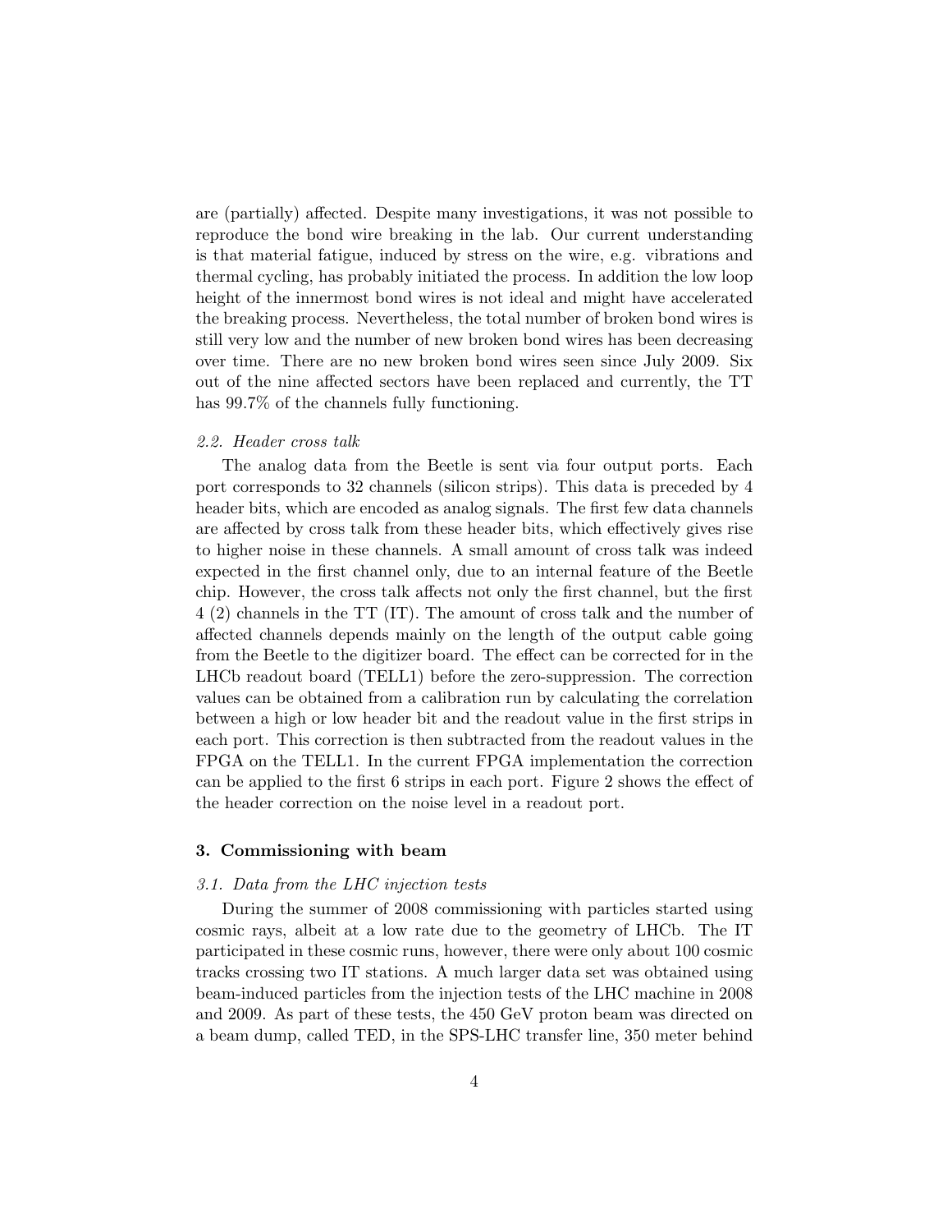are (partially) affected. Despite many investigations, it was not possible to reproduce the bond wire breaking in the lab. Our current understanding is that material fatigue, induced by stress on the wire, e.g. vibrations and thermal cycling, has probably initiated the process. In addition the low loop height of the innermost bond wires is not ideal and might have accelerated the breaking process. Nevertheless, the total number of broken bond wires is still very low and the number of new broken bond wires has been decreasing over time. There are no new broken bond wires seen since July 2009. Six out of the nine affected sectors have been replaced and currently, the TT has 99.7% of the channels fully functioning.

*2.2. Header cross talk*

The analog data from the Beetle is sent via four output ports. Each port corresponds to 32 channels (silicon strips). This data is preceded by 4 header bits, which are encoded as analog signals. The first few data channels are affected by cross talk from these header bits, which effectively gives rise to higher noise in these channels. A small amount of cross talk was indeed expected in the first channel only, due to an internal feature of the Beetle chip. However, the cross talk affects not only the first channel, but the first 4 (2) channels in the TT (IT). The amount of cross talk and the number of affected channels depends mainly on the length of the output cable going from the Beetle to the digitizer board. The effect can be corrected for in the LHCb readout board (TELL1) before the zero-suppression. The correction values can be obtained from a calibration run by calculating the correlation between a high or low header bit and the readout value in the first strips in each port. This correction is then subtracted from the readout values in the FPGA on the TELL1. In the current FPGA implementation the correction can be applied to the first 6 strips in each port. Figure 2 shows the effect of the header correction on the noise level in a readout port.

## 3. Commissioning with beam

*3.1. Data from the LHC injection tests*

During the summer of 2008 commissioning with particles started using cosmic rays, albeit at a low rate due to the geometry of LHCb. The IT participated in these cosmic runs, however, there were only about 100 cosmic tracks crossing two IT stations. A much larger data set was obtained using beam-induced particles from the injection tests of the LHC machine in 2008 and 2009. As part of these tests, the 450 GeV proton beam was directed on a beam dump, called TED, in the SPS-LHC transfer line, 350 meter behind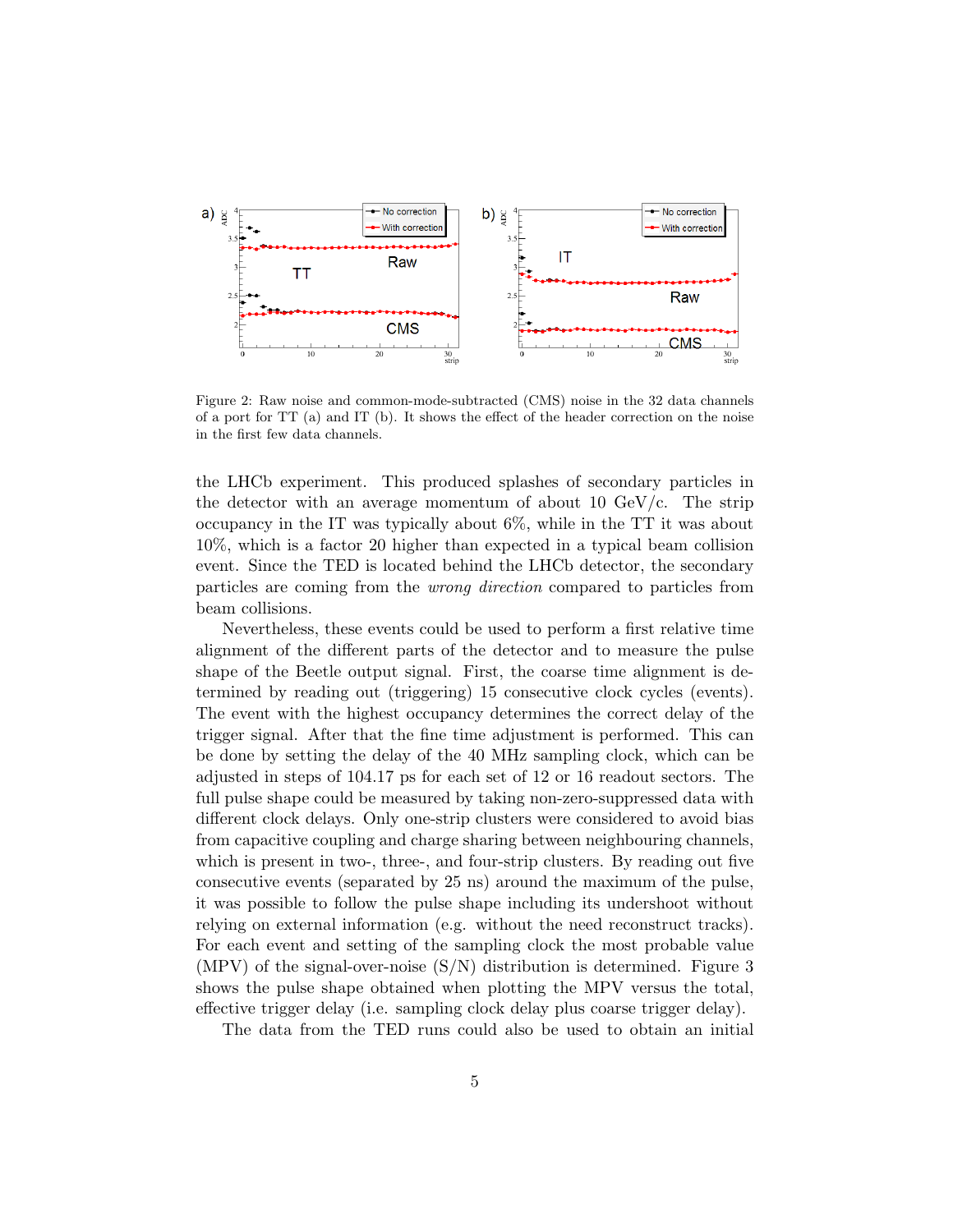Figure 2: Raw noise and common-mode-subtracted (CMS) noise in the 32 data channels of a port for TT (a) and IT (b). It shows the effect of the header correction on the noise in the first few data channels.

the LHCb experiment. This produced splashes of secondary particles in the detector with an average momentum of about 10 GeV/c. The strip occupancy in the IT was typically about 6%, while in the TT it was about 10%, which is a factor 20 higher than expected in a typical beam collision event. Since the TED is located behind the LHCb detector, the secondary particles are coming from the *wrong direction* compared to particles from beam collisions.

Nevertheless, these events could be used to perform a first relative time alignment of the different parts of the detector and to measure the pulse shape of the Beetle output signal. First, the coarse time alignment is determined by reading out (triggering) 15 consecutive clock cycles (events). The event with the highest occupancy determines the correct delay of the trigger signal. After that the fine time adjustment is performed. This can be done by setting the delay of the 40 MHz sampling clock, which can be adjusted in steps of 104.17 ps for each set of 12 or 16 readout sectors. The full pulse shape could be measured by taking non-zero-suppressed data with different clock delays. Only one-strip clusters were considered to avoid bias from capacitive coupling and charge sharing between neighbouring channels, which is present in two-, three-, and four-strip clusters. By reading out five consecutive events (separated by 25 ns) around the maximum of the pulse, it was possible to follow the pulse shape including its undershoot without relying on external information (e.g. without the need reconstruct tracks). For each event and setting of the sampling clock the most probable value (MPV) of the signal-over-noise (S/N) distribution is determined. Figure 3 shows the pulse shape obtained when plotting the MPV versus the total, effective trigger delay (i.e. sampling clock delay plus coarse trigger delay).

The data from the TED runs could also be used to obtain an initial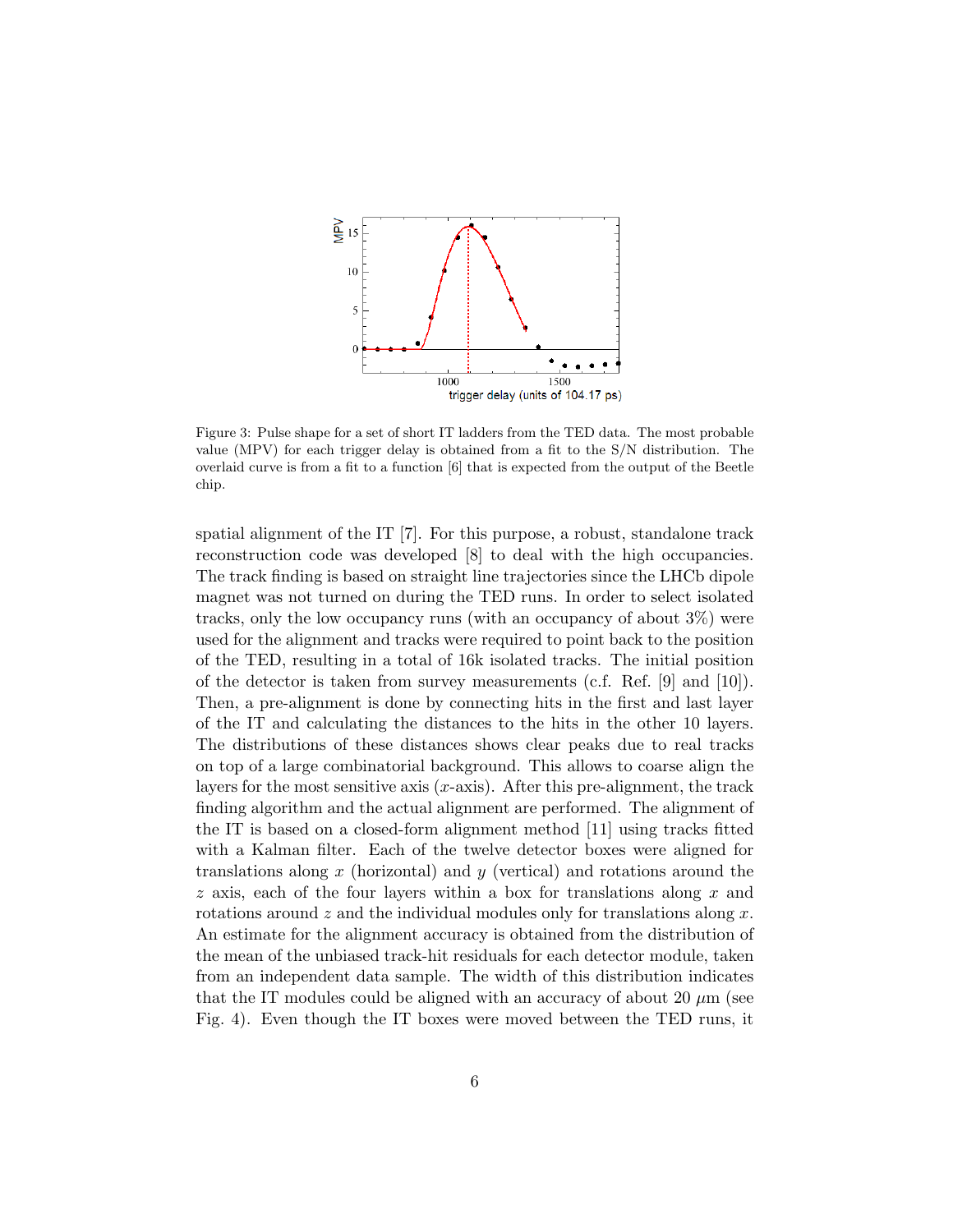Figure 3: Pulse shape for a set of short IT ladders from the TED data. The most probable value (MPV) for each trigger delay is obtained from a fit to the S/N distribution. The overlaid curve is from a fit to a function [6] that is expected from the output of the Beetle chip.

spatial alignment of the IT [7]. For this purpose, a robust, standalone track reconstruction code was developed [8] to deal with the high occupancies. The track finding is based on straight line trajectories since the LHCb dipole magnet was not turned on during the TED runs. In order to select isolated tracks, only the low occupancy runs (with an occupancy of about 3%) were used for the alignment and tracks were required to point back to the position of the TED, resulting in a total of 16k isolated tracks. The initial position of the detector is taken from survey measurements (c.f. Ref. [9] and [10]). Then, a pre-alignment is done by connecting hits in the first and last layer of the IT and calculating the distances to the hits in the other 10 layers. The distributions of these distances shows clear peaks due to real tracks on top of a large combinatorial background. This allows to coarse align the layers for the most sensitive axis ($x$-axis). After this pre-alignment, the track finding algorithm and the actual alignment are performed. The alignment of the IT is based on a closed-form alignment method [11] using tracks fitted with a Kalman filter. Each of the twelve detector boxes were aligned for translations along $x$ (horizontal) and $y$ (vertical) and rotations around the $z$ axis, each of the four layers within a box for translations along $x$ and rotations around $z$ and the individual modules only for translations along $x$. An estimate for the alignment accuracy is obtained from the distribution of the mean of the unbiased track-hit residuals for each detector module, taken from an independent data sample. The width of this distribution indicates that the IT modules could be aligned with an accuracy of about 20 $\mu$m (see Fig. 4). Even though the IT boxes were moved between the TED runs, it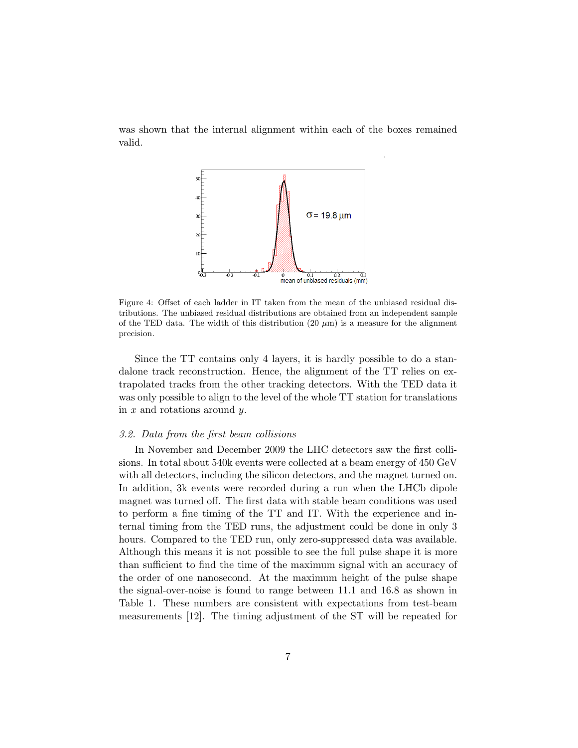was shown that the internal alignment within each of the boxes remained valid.

Figure 4: Offset of each ladder in IT taken from the mean of the unbiased residual distributions. The unbiased residual distributions are obtained from an independent sample of the TED data. The width of this distribution (20 $\mu$m) is a measure for the alignment precision.

Since the TT contains only 4 layers, it is hardly possible to do a standalone track reconstruction. Hence, the alignment of the TT relies on extrapolated tracks from the other tracking detectors. With the TED data it was only possible to align to the level of the whole TT station for translations in $x$ and rotations around $y$.

### *3.2. Data from the first beam collisions*

In November and December 2009 the LHC detectors saw the first collisions. In total about 540k events were collected at a beam energy of 450 GeV with all detectors, including the silicon detectors, and the magnet turned on. In addition, 3k events were recorded during a run when the LHCb dipole magnet was turned off. The first data with stable beam conditions was used to perform a fine timing of the TT and IT. With the experience and internal timing from the TED runs, the adjustment could be done in only 3 hours. Compared to the TED run, only zero-suppressed data was available. Although this means it is not possible to see the full pulse shape it is more than sufficient to find the time of the maximum signal with an accuracy of the order of one nanosecond. At the maximum height of the pulse shape the signal-over-noise is found to range between 11.1 and 16.8 as shown in Table 1. These numbers are consistent with expectations from test-beam measurements [12]. The timing adjustment of the ST will be repeated for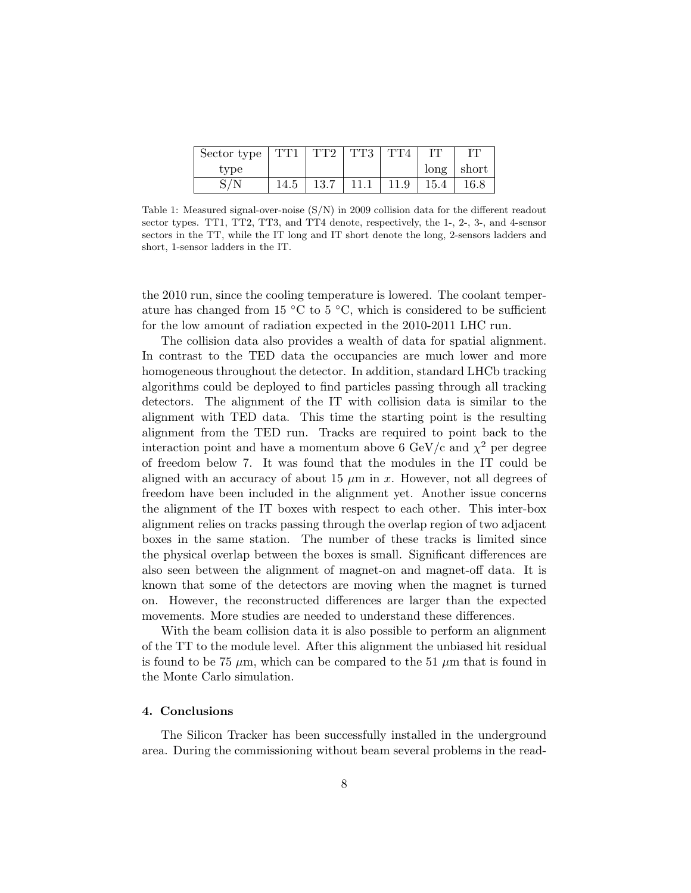| Sector type type | TT1 | TT2 | TT3 | TT4 | IT long | IT short |
| --- | --- | --- | --- | --- | --- | --- |
| S/N | 14.5 | 13.7 | 11.1 | 11.9 | 15.4 | 16.8 |

Table 1: Measured signal-over-noise (S/N) in 2009 collision data for the different readout sector types. TT1, TT2, TT3, and TT4 denote, respectively, the 1-, 2-, 3-, and 4-sensor sectors in the TT, while the IT long and IT short denote the long, 2-sensors ladders and short, 1-sensor ladders in the IT.

the 2010 run, since the cooling temperature is lowered. The coolant temperature has changed from 15 °C to 5 °C, which is considered to be sufficient for the low amount of radiation expected in the 2010-2011 LHC run.

The collision data also provides a wealth of data for spatial alignment. In contrast to the TED data the occupancies are much lower and more homogeneous throughout the detector. In addition, standard LHCb tracking algorithms could be deployed to find particles passing through all tracking detectors. The alignment of the IT with collision data is similar to the alignment with TED data. This time the starting point is the resulting alignment from the TED run. Tracks are required to point back to the interaction point and have a momentum above 6 GeV/c and $\chi^2$ per degree of freedom below 7. It was found that the modules in the IT could be aligned with an accuracy of about 15 $\mu$m in $x$. However, not all degrees of freedom have been included in the alignment yet. Another issue concerns the alignment of the IT boxes with respect to each other. This inter-box alignment relies on tracks passing through the overlap region of two adjacent boxes in the same station. The number of these tracks is limited since the physical overlap between the boxes is small. Significant differences are also seen between the alignment of magnet-on and magnet-off data. It is known that some of the detectors are moving when the magnet is turned on. However, the reconstructed differences are larger than the expected movements. More studies are needed to understand these differences.

With the beam collision data it is also possible to perform an alignment of the TT to the module level. After this alignment the unbiased hit residual is found to be 75 $\mu$m, which can be compared to the 51 $\mu$m that is found in the Monte Carlo simulation.

## 4. Conclusions

The Silicon Tracker has been successfully installed in the underground area. During the commissioning without beam several problems in the read-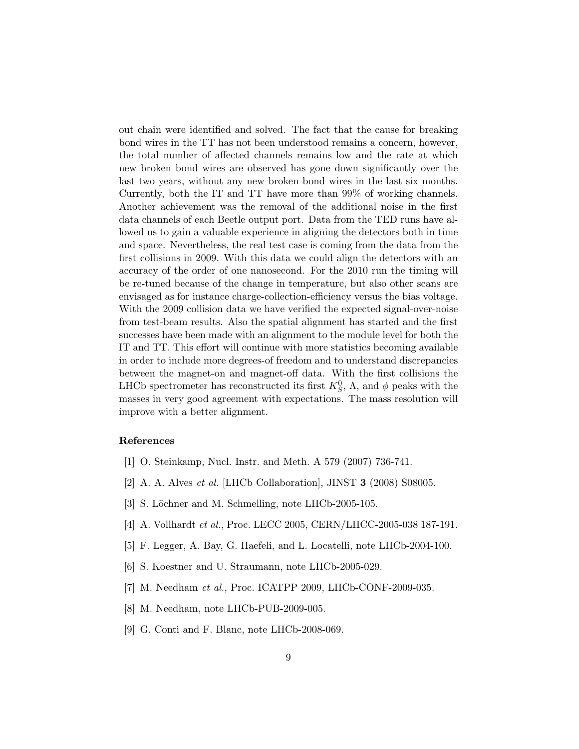out chain were identified and solved. The fact that the cause for breaking bond wires in the TT has not been understood remains a concern, however, the total number of affected channels remains low and the rate at which new broken bond wires are observed has gone down significantly over the last two years, without any new broken bond wires in the last six months. Currently, both the IT and TT have more than 99% of working channels. Another achievement was the removal of the additional noise in the first data channels of each Beetle output port. Data from the TED runs have allowed us to gain a valuable experience in aligning the detectors both in time and space. Nevertheless, the real test case is coming from the data from the first collisions in 2009. With this data we could align the detectors with an accuracy of the order of one nanosecond. For the 2010 run the timing will be re-tuned because of the change in temperature, but also other scans are envisaged as for instance charge-collection-efficiency versus the bias voltage. With the 2009 collision data we have verified the expected signal-over-noise from test-beam results. Also the spatial alignment has started and the first successes have been made with an alignment to the module level for both the IT and TT. This effort will continue with more statistics becoming available in order to include more degrees-of freedom and to understand discrepancies between the magnet-on and magnet-off data. With the first collisions the LHCb spectrometer has reconstructed its first $K^0_S$, $\Lambda$, and $\phi$ peaks with the masses in very good agreement with expectations. The mass resolution will improve with a better alignment.

## References

[1] O. Steinkamp, Nucl. Instr. and Meth. A 579 (2007) 736-741.

[2] A. A. Alves *et al.* [LHCb Collaboration], JINST **3** (2008) S08005.

[3] S. Löchner and M. Schmelling, note LHCb-2005-105.

[4] A. Vollhardt *et al.*, Proc. LECC 2005, CERN/LHCC-2005-038 187-191.

[5] F. Legger, A. Bay, G. Haefeli, and L. Locatelli, note LHCb-2004-100.

[6] S. Koestner and U. Straumann, note LHCb-2005-029.

[7] M. Needham *et al.*, Proc. ICATPP 2009, LHCb-CONF-2009-035.

[8] M. Needham, note LHCb-PUB-2009-005.

[9] G. Conti and F. Blanc, note LHCb-2008-069.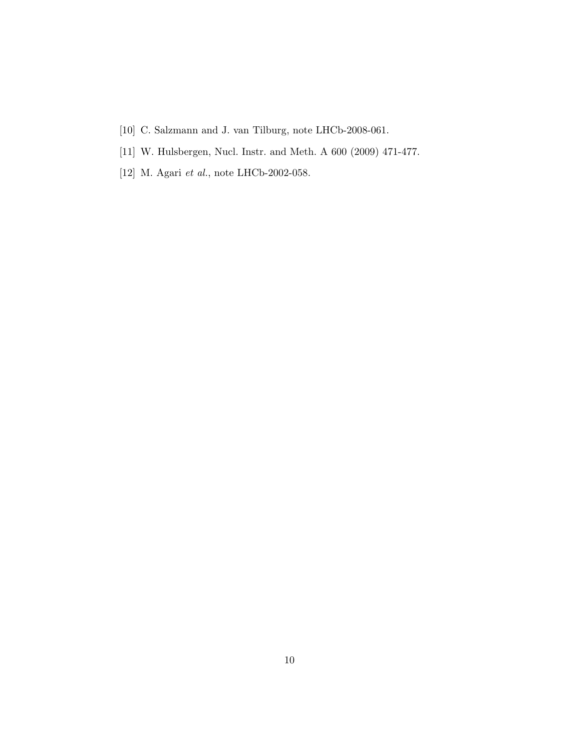[10] C. Salzmann and J. van Tilburg, note LHCb-2008-061.

[11] W. Hulsbergen, Nucl. Instr. and Meth. A 600 (2009) 471-477.

[12] M. Agari *et al.*, note LHCb-2002-058.